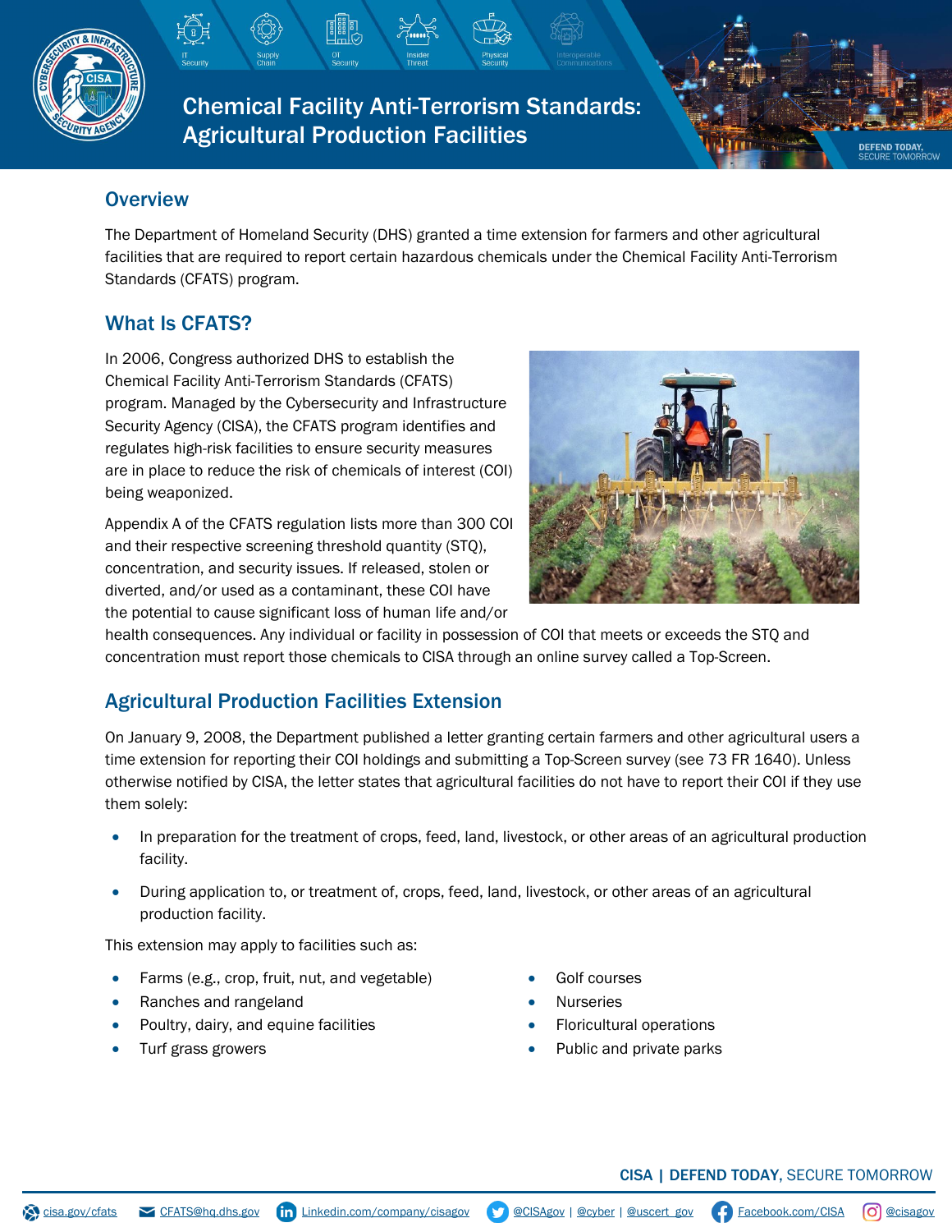# Chemical Facility Anti-Terrorism Standards: Agricultural Production Facilities

## Overview

The Department of Homeland Security (DHS) granted a time extension for farmers and other agricultural facilities that are required to report certain hazardous chemicals under the Chemical Facility Anti-Terrorism Standards (CFATS) program.

## What Is CFATS?

In 2006, Congress authorized DHS to establish the Chemical Facility Anti-Terrorism Standards (CFATS) program. Managed by the Cybersecurity and Infrastructure Security Agency (CISA), the CFATS program identifies and regulates high-risk facilities to ensure security measures are in place to reduce the risk of chemicals of interest (COI) being weaponized.

Appendix A of the CFATS regulation lists more than 300 COI and their respective screening threshold quantity (STQ), concentration, and security issues. If released, stolen or diverted, and/or used as a contaminant, these COI have the potential to cause significant loss of human life and/or health consequences. Any individual or facility in possession of COI that meets or exceeds the STQ and concentration must report those chemicals to CISA through an online survey called a Top-Screen.

## Agricultural Production Facilities Extension

On January 9, 2008, the Department published a letter granting certain farmers and other agricultural users a time extension for reporting their COI holdings and submitting a Top-Screen survey (see 73 FR 1640). Unless otherwise notified by CISA, the letter states that agricultural facilities do not have to report their COI if they use them solely:

- In preparation for the treatment of crops, feed, land, livestock, or other areas of an agricultural production facility.
- During application to, or treatment of, crops, feed, land, livestock, or other areas of an agricultural production facility.

This extension may apply to facilities such as:

- Farms (e.g., crop, fruit, nut, and vegetable)
- Ranches and rangeland
- Poultry, dairy, and equine facilities
- Turf grass growers
- Golf courses
- Nurseries
- Floricultural operations
- Public and private parks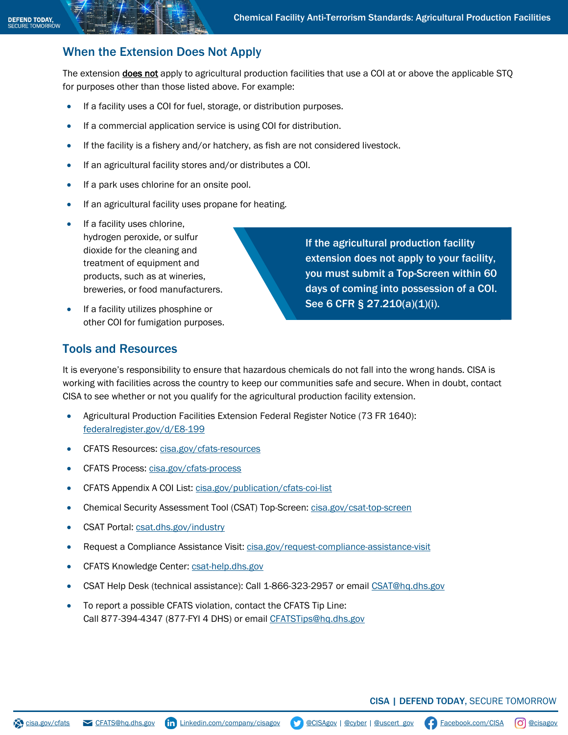## When the Extension Does Not Apply

The extension **does not** apply to agricultural production facilities that use a COI at or above the applicable STQ for purposes other than those listed above. For example:

- If a facility uses a COI for fuel, storage, or distribution purposes.
- If a commercial application service is using COI for distribution.
- If the facility is a fishery and/or hatchery, as fish are not considered livestock.
- If an agricultural facility stores and/or distributes a COI.
- If a park uses chlorine for an onsite pool.
- If an agricultural facility uses propane for heating.
- If a facility uses chlorine, hydrogen peroxide, or sulfur dioxide for the cleaning and treatment of equipment and products, such as at wineries, breweries, or food manufacturers.
- If a facility utilizes phosphine or other COI for fumigation purposes.

**If the agricultural production facility extension does not apply to your facility, you must submit a Top-Screen within 60 days of coming into possession of a COI. See 6 CFR § 27.210(a)(1)(i).**

## Tools and Resources

It is everyone's responsibility to ensure that hazardous chemicals do not fall into the wrong hands. CISA is working with facilities across the country to keep our communities safe and secure. When in doubt, contact CISA to see whether or not you qualify for the agricultural production facility extension.

- Agricultural Production Facilities Extension Federal Register Notice (73 FR 1640): federalregister.gov/d/E8-199
- CFATS Resources: cisa.gov/cfats-resources
- CFATS Process: cisa.gov/cfats-process
- CFATS Appendix A COI List: cisa.gov/publication/cfats-coi-list
- Chemical Security Assessment Tool (CSAT) Top-Screen: cisa.gov/csat-top-screen
- CSAT Portal: csat.dhs.gov/industry
- Request a Compliance Assistance Visit: cisa.gov/request-compliance-assistance-visit
- CFATS Knowledge Center: csat-help.dhs.gov
- CSAT Help Desk (technical assistance): Call 1-866-323-2957 or email CSAT@hq.dhs.gov
- To report a possible CFATS violation, contact the CFATS Tip Line:
  Call 877-394-4347 (877-FYI 4 DHS) or email CFATSTips@hq.dhs.gov